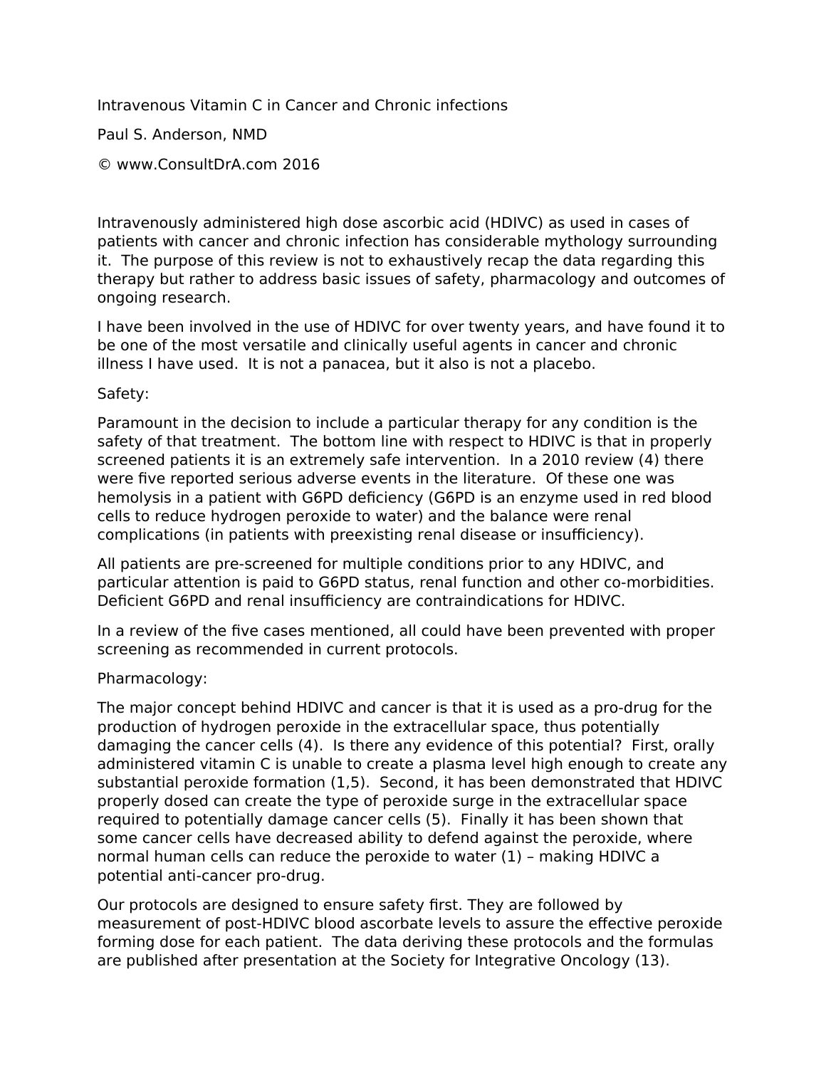# Intravenous Vitamin C in Cancer and Chronic infections

Paul S. Anderson, NMD

© www.ConsultDrA.com 2016

Intravenously administered high dose ascorbic acid (HDIVC) as used in cases of patients with cancer and chronic infection has considerable mythology surrounding it. The purpose of this review is not to exhaustively recap the data regarding this therapy but rather to address basic issues of safety, pharmacology and outcomes of ongoing research.

I have been involved in the use of HDIVC for over twenty years, and have found it to be one of the most versatile and clinically useful agents in cancer and chronic illness I have used. It is not a panacea, but it also is not a placebo.

## Safety:

Paramount in the decision to include a particular therapy for any condition is the safety of that treatment. The bottom line with respect to HDIVC is that in properly screened patients it is an extremely safe intervention. In a 2010 review (4) there were five reported serious adverse events in the literature. Of these one was hemolysis in a patient with G6PD deficiency (G6PD is an enzyme used in red blood cells to reduce hydrogen peroxide to water) and the balance were renal complications (in patients with preexisting renal disease or insufficiency).

All patients are pre-screened for multiple conditions prior to any HDIVC, and particular attention is paid to G6PD status, renal function and other co-morbidities. Deficient G6PD and renal insufficiency are contraindications for HDIVC.

In a review of the five cases mentioned, all could have been prevented with proper screening as recommended in current protocols.

## Pharmacology:

The major concept behind HDIVC and cancer is that it is used as a pro-drug for the production of hydrogen peroxide in the extracellular space, thus potentially damaging the cancer cells (4). Is there any evidence of this potential? First, orally administered vitamin C is unable to create a plasma level high enough to create any substantial peroxide formation (1,5). Second, it has been demonstrated that HDIVC properly dosed can create the type of peroxide surge in the extracellular space required to potentially damage cancer cells (5). Finally it has been shown that some cancer cells have decreased ability to defend against the peroxide, where normal human cells can reduce the peroxide to water (1) – making HDIVC a potential anti-cancer pro-drug.

Our protocols are designed to ensure safety first. They are followed by measurement of post-HDIVC blood ascorbate levels to assure the effective peroxide forming dose for each patient. The data deriving these protocols and the formulas are published after presentation at the Society for Integrative Oncology (13).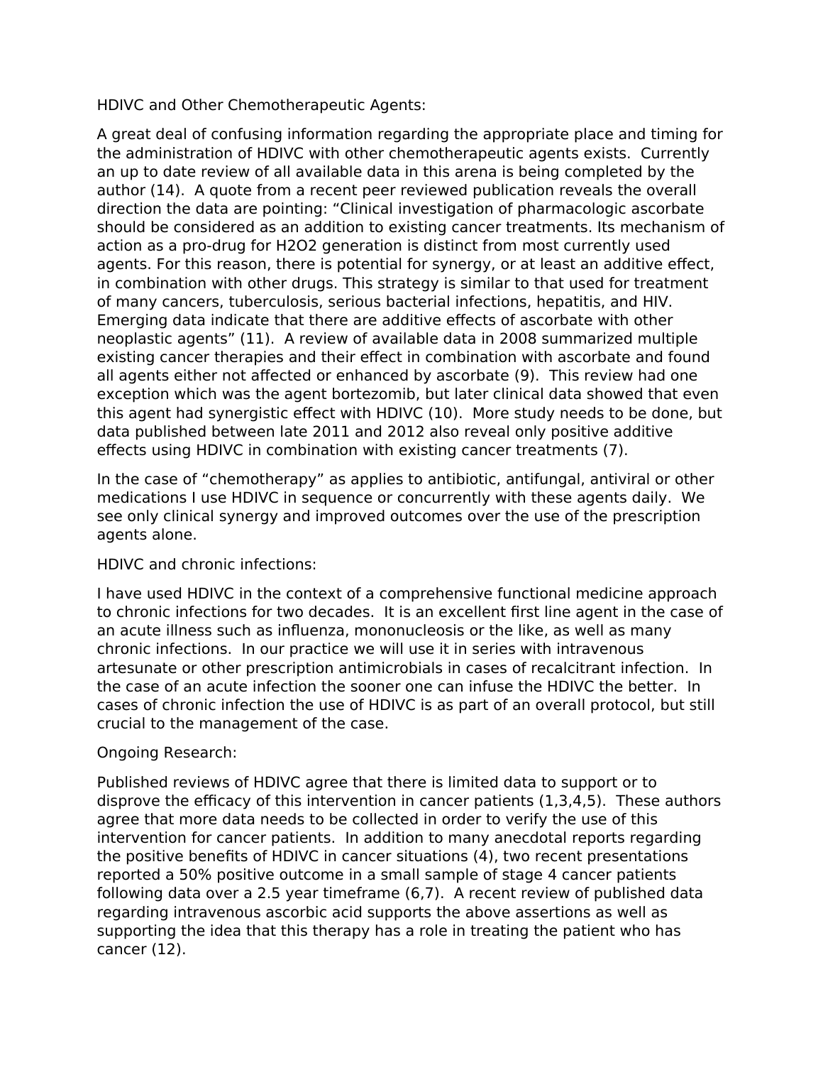## HDIVC and Other Chemotherapeutic Agents:

A great deal of confusing information regarding the appropriate place and timing for the administration of HDIVC with other chemotherapeutic agents exists. Currently an up to date review of all available data in this arena is being completed by the author (14). A quote from a recent peer reviewed publication reveals the overall direction the data are pointing: "Clinical investigation of pharmacologic ascorbate should be considered as an addition to existing cancer treatments. Its mechanism of action as a pro-drug for $H_2O_2$ generation is distinct from most currently used agents. For this reason, there is potential for synergy, or at least an additive effect, in combination with other drugs. This strategy is similar to that used for treatment of many cancers, tuberculosis, serious bacterial infections, hepatitis, and HIV. Emerging data indicate that there are additive effects of ascorbate with other neoplastic agents" (11). A review of available data in 2008 summarized multiple existing cancer therapies and their effect in combination with ascorbate and found all agents either not affected or enhanced by ascorbate (9). This review had one exception which was the agent bortezomib, but later clinical data showed that even this agent had synergistic effect with HDIVC (10). More study needs to be done, but data published between late 2011 and 2012 also reveal only positive additive effects using HDIVC in combination with existing cancer treatments (7).

In the case of "chemotherapy" as applies to antibiotic, antifungal, antiviral or other medications I use HDIVC in sequence or concurrently with these agents daily. We see only clinical synergy and improved outcomes over the use of the prescription agents alone.

## HDIVC and chronic infections:

I have used HDIVC in the context of a comprehensive functional medicine approach to chronic infections for two decades. It is an excellent first line agent in the case of an acute illness such as influenza, mononucleosis or the like, as well as many chronic infections. In our practice we will use it in series with intravenous artesunate or other prescription antimicrobials in cases of recalcitrant infection. In the case of an acute infection the sooner one can infuse the HDIVC the better. In cases of chronic infection the use of HDIVC is as part of an overall protocol, but still crucial to the management of the case.

## Ongoing Research:

Published reviews of HDIVC agree that there is limited data to support or to disprove the efficacy of this intervention in cancer patients (1,3,4,5). These authors agree that more data needs to be collected in order to verify the use of this intervention for cancer patients. In addition to many anecdotal reports regarding the positive benefits of HDIVC in cancer situations (4), two recent presentations reported a 50% positive outcome in a small sample of stage 4 cancer patients following data over a 2.5 year timeframe (6,7). A recent review of published data regarding intravenous ascorbic acid supports the above assertions as well as supporting the idea that this therapy has a role in treating the patient who has cancer (12).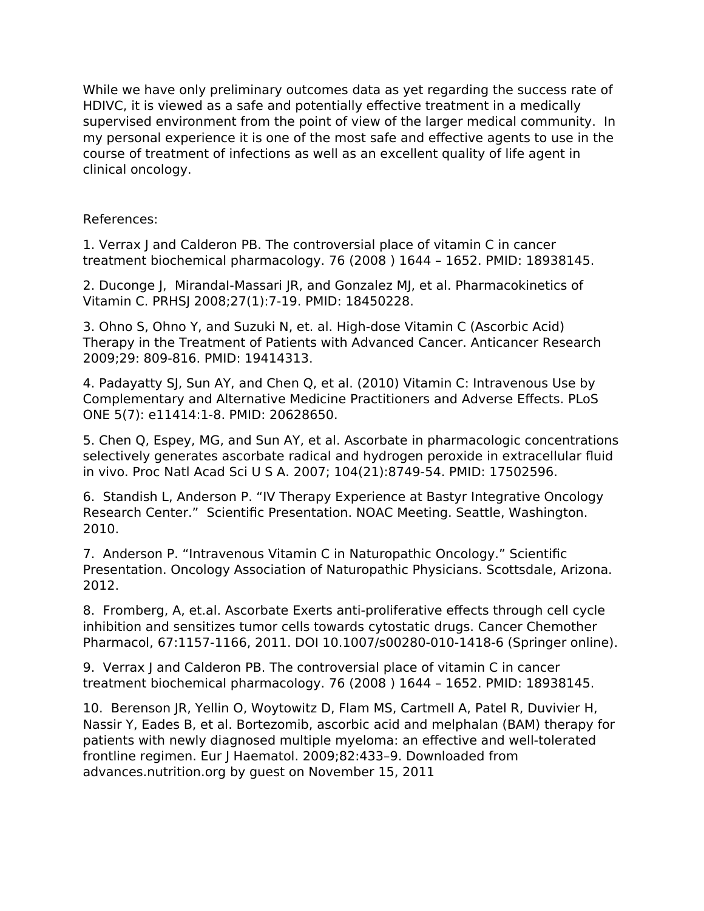While we have only preliminary outcomes data as yet regarding the success rate of HDIVC, it is viewed as a safe and potentially effective treatment in a medically supervised environment from the point of view of the larger medical community.  In my personal experience it is one of the most safe and effective agents to use in the course of treatment of infections as well as an excellent quality of life agent in clinical oncology.

References:

1. Verrax J and Calderon PB. The controversial place of vitamin C in cancer treatment biochemical pharmacology. 76 (2008 ) 1644 – 1652. PMID: 18938145.

2. Duconge J,  Mirandal-Massari JR, and Gonzalez MJ, et al. Pharmacokinetics of Vitamin C. PRHSJ 2008;27(1):7-19. PMID: 18450228.

3. Ohno S, Ohno Y, and Suzuki N, et. al. High-dose Vitamin C (Ascorbic Acid) Therapy in the Treatment of Patients with Advanced Cancer. Anticancer Research 2009;29: 809-816. PMID: 19414313.

4. Padayatty SJ, Sun AY, and Chen Q, et al. (2010) Vitamin C: Intravenous Use by Complementary and Alternative Medicine Practitioners and Adverse Effects. PLoS ONE 5(7): e11414:1-8. PMID: 20628650.

5. Chen Q, Espey, MG, and Sun AY, et al. Ascorbate in pharmacologic concentrations selectively generates ascorbate radical and hydrogen peroxide in extracellular fluid in vivo. Proc Natl Acad Sci U S A. 2007; 104(21):8749-54. PMID: 17502596.

6.  Standish L, Anderson P. “IV Therapy Experience at Bastyr Integrative Oncology Research Center.”  Scientific Presentation. NOAC Meeting. Seattle, Washington. 2010.

7.  Anderson P. “Intravenous Vitamin C in Naturopathic Oncology.” Scientific Presentation. Oncology Association of Naturopathic Physicians. Scottsdale, Arizona. 2012.

8.  Fromberg, A, et.al. Ascorbate Exerts anti-proliferative effects through cell cycle inhibition and sensitizes tumor cells towards cytostatic drugs. Cancer Chemother Pharmacol, 67:1157-1166, 2011. DOI 10.1007/s00280-010-1418-6 (Springer online).

9.  Verrax J and Calderon PB. The controversial place of vitamin C in cancer treatment biochemical pharmacology. 76 (2008 ) 1644 – 1652. PMID: 18938145.

10.  Berenson JR, Yellin O, Woytowitz D, Flam MS, Cartmell A, Patel R, Duvivier H, Nassir Y, Eades B, et al. Bortezomib, ascorbic acid and melphalan (BAM) therapy for patients with newly diagnosed multiple myeloma: an effective and well-tolerated frontline regimen. Eur J Haematol. 2009;82:433–9. Downloaded from advances.nutrition.org by guest on November 15, 2011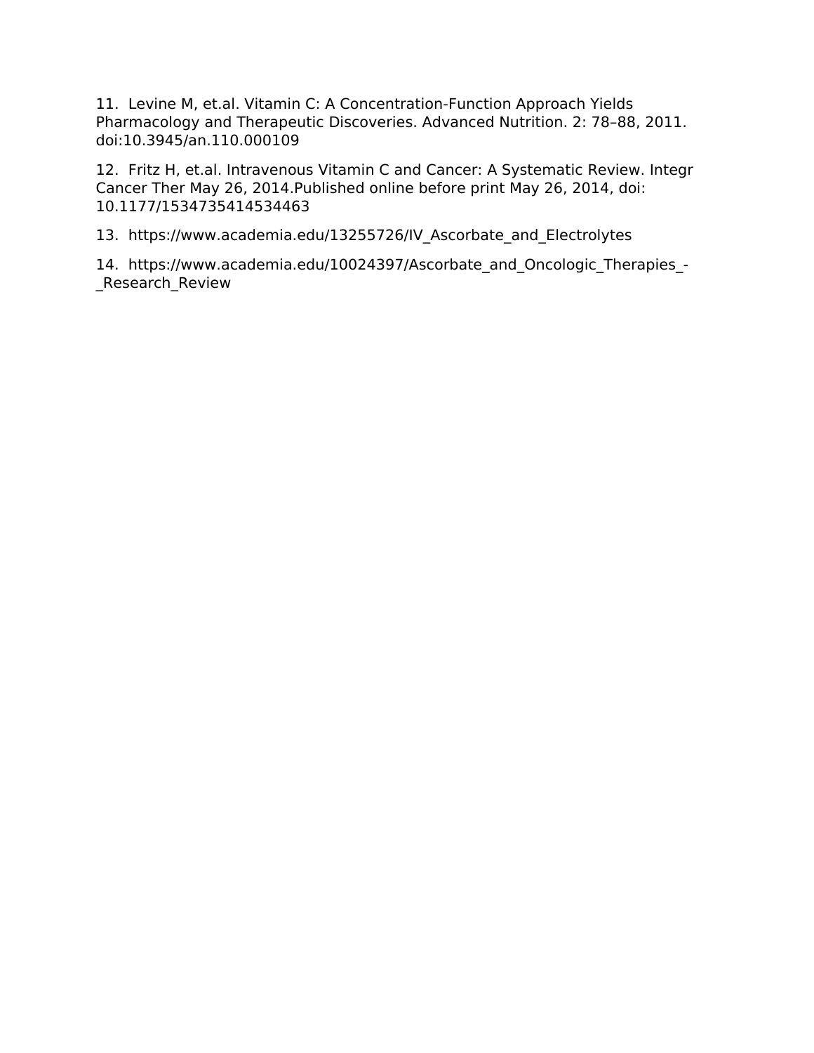11. Levine M, et.al. Vitamin C: A Concentration-Function Approach Yields Pharmacology and Therapeutic Discoveries. Advanced Nutrition. 2: 78–88, 2011. doi:10.3945/an.110.000109

12. Fritz H, et.al. Intravenous Vitamin C and Cancer: A Systematic Review. Integr Cancer Ther May 26, 2014.Published online before print May 26, 2014, doi: 10.1177/1534735414534463

13. https://www.academia.edu/13255726/IV_Ascorbate_and_Electrolytes

14. https://www.academia.edu/10024397/Ascorbate_and_Oncologic_Therapies_-_Research_Review